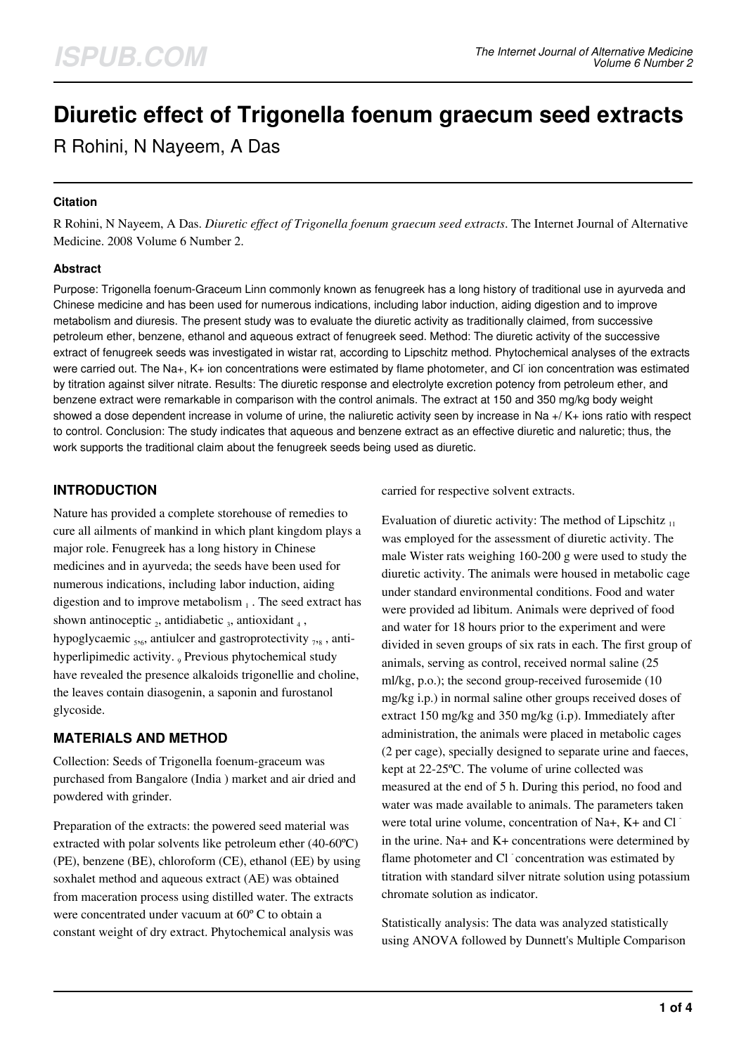# Diuretic effect of Trigonella foenum graecum seed extracts

R Rohini, N Nayeem, A Das

### Citation

R Rohini, N Nayeem, A Das. *Diuretic effect of Trigonella foenum graecum seed extracts*. The Internet Journal of Alternative Medicine. 2008 Volume 6 Number 2.

### Abstract

Purpose: Trigonella foenum-Graceum Linn commonly known as fenugreek has a long history of traditional use in ayurveda and Chinese medicine and has been used for numerous indications, including labor induction, aiding digestion and to improve metabolism and diuresis. The present study was to evaluate the diuretic activity as traditionally claimed, from successive petroleum ether, benzene, ethanol and aqueous extract of fenugreek seed. Method: The diuretic activity of the successive extract of fenugreek seeds was investigated in wistar rat, according to Lipschitz method. Phytochemical analyses of the extracts were carried out. The Na+, K+ ion concentrations were estimated by flame photometer, and $Cl^-$ ion concentration was estimated by titration against silver nitrate. Results: The diuretic response and electrolyte excretion potency from petroleum ether, and benzene extract were remarkable in comparison with the control animals. The extract at 150 and 350 mg/kg body weight showed a dose dependent increase in volume of urine, the naliuretic activity seen by increase in Na +/ K+ ions ratio with respect to control. Conclusion: The study indicates that aqueous and benzene extract as an effective diuretic and naluretic; thus, the work supports the traditional claim about the fenugreek seeds being used as diuretic.

## INTRODUCTION

Nature has provided a complete storehouse of remedies to cure all ailments of mankind in which plant kingdom plays a major role. Fenugreek has a long history in Chinese medicines and in ayurveda; the seeds have been used for numerous indications, including labor induction, aiding digestion and to improve metabolism [1]. The seed extract has shown antinoceptic [2], antidiabetic [3], antioxidant [4], hypoglycaemic [5,6], antiulcer and gastroprotectivity [7,8], anti-hyperlipimedic activity. [9] Previous phytochemical study have revealed the presence alkaloids trigonellie and choline, the leaves contain diasogenin, a saponin and furostanol glycoside.

## MATERIALS AND METHOD

Collection: Seeds of Trigonella foenum-graceum was purchased from Bangalore (India ) market and air dried and powdered with grinder.

Preparation of the extracts: the powered seed material was extracted with polar solvents like petroleum ether (40-60ºC) (PE), benzene (BE), chloroform (CE), ethanol (EE) by using soxhalet method and aqueous extract (AE) was obtained from maceration process using distilled water. The extracts were concentrated under vacuum at 60º C to obtain a constant weight of dry extract. Phytochemical analysis was carried for respective solvent extracts.

Evaluation of diuretic activity: The method of Lipschitz [11] was employed for the assessment of diuretic activity. The male Wister rats weighing 160-200 g were used to study the diuretic activity. The animals were housed in metabolic cage under standard environmental conditions. Food and water were provided ad libitum. Animals were deprived of food and water for 18 hours prior to the experiment and were divided in seven groups of six rats in each. The first group of animals, serving as control, received normal saline (25 ml/kg, p.o.); the second group-received furosemide (10 mg/kg i.p.) in normal saline other groups received doses of extract 150 mg/kg and 350 mg/kg (i.p). Immediately after administration, the animals were placed in metabolic cages (2 per cage), specially designed to separate urine and faeces, kept at 22-25ºC. The volume of urine collected was measured at the end of 5 h. During this period, no food and water was made available to animals. The parameters taken were total urine volume, concentration of Na+, K+ and $Cl^-$ in the urine. Na+ and K+ concentrations were determined by flame photometer and $Cl^-$ concentration was estimated by titration with standard silver nitrate solution using potassium chromate solution as indicator.

Statistically analysis: The data was analyzed statistically using ANOVA followed by Dunnett's Multiple Comparison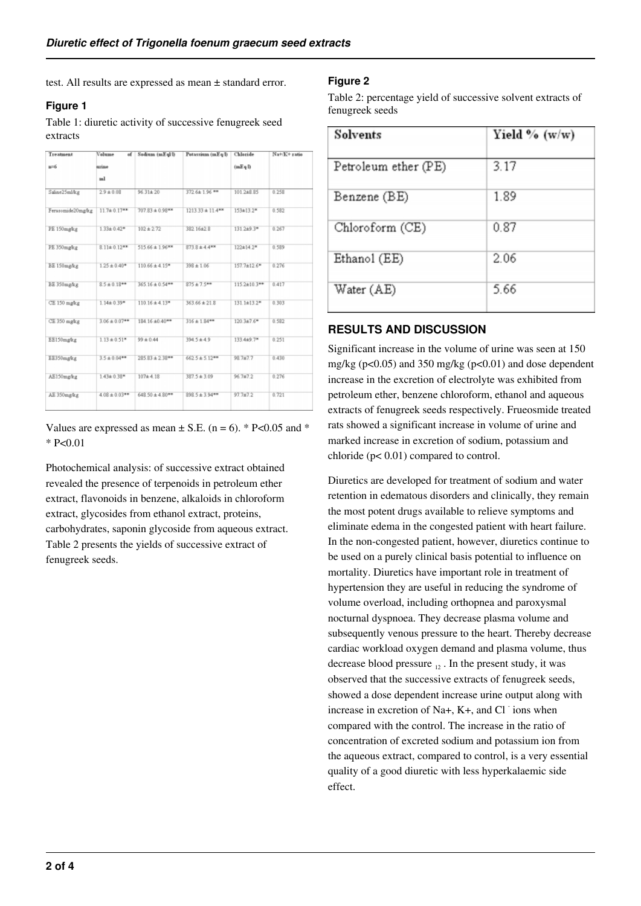test. All results are expressed as mean ± standard error.

### Figure 1

Table 1: diuretic activity of successive fenugreek seed extracts

| Treatment n=6 | Volume of urine ml | Sodium (mEq/l) | Potassium (mEq/l) | Chloride (mEq/l) | Na+/K+ ratio |
|---|---|---|---|---|---|
| Saline25ml/kg | 2.9 ± 0.08 | 96.31± 20 | 372.6± 1.96 ** | 101.2±8.85 | 0.258 |
| Ferusomide20mg/kg | 11.7± 0.17** | 707.83 ± 0.98** | 1213.33 ± 11.4** | 153±13.2* | 0.582 |
| PE 150mg/kg | 1.33± 0.42* | 102 ± 2.72 | 382.16±2.8 | 131.2±9.3* | 0.267 |
| PE 350mg/kg | 8.11± 0.12** | 515.66 ± 1.96** | 873.8 ± 4.4** | 122±14.2* | 0.589 |
| BE 150mg/kg | 1.25 ± 0.40* | 110.66 ± 4.15* | 398 ± 1.06 | 157.7±12.6* | 0.276 |
| BE 350mg/kg | 8.5 ± 0.18** | 365.16 ± 0.54** | 875 ± 7.5** | 115.2±10.3** | 0.417 |
| CE 150 mg/kg | 1.14± 0.39* | 110.16 ± 4.13* | 363.66 ± 21.8 | 131.1±13.2* | 0.303 |
| CE 350 mg/kg | 3.06 ± 0.07** | 184.16 ±0.40** | 316 ± 1.84** | 120.3±7.6* | 0.582 |
| EE150mg/kg | 1.13 ± 0.51* | 99 ± 0.44 | 394.5 ± 4.9 | 133.4±9.7* | 0.251 |
| EE350mg/kg | 3.5 ± 0.04** | 285.83 ± 2.38** | 662.5 ± 5.12** | 98.7±7.7 | 0.430 |
| AE150mg/kg | 1.43± 0.38* | 107± 4.18 | 387.5 ± 3.09 | 96.7±7.2 | 0.276 |
| AE 350mg/kg | 4.08 ± 0.03** | 648.50 ± 4.80** | 898.5 ± 3.94** | 97.7±7.2 | 0.721 |

Values are expressed as mean ± S.E. (n = 6). * P<0.05 and * * P<0.01

Photochemical analysis: of successive extract obtained revealed the presence of terpenoids in petroleum ether extract, flavonoids in benzene, alkaloids in chloroform extract, glycosides from ethanol extract, proteins, carbohydrates, saponin glycoside from aqueous extract. Table 2 presents the yields of successive extract of fenugreek seeds.

### Figure 2

Table 2: percentage yield of successive solvent extracts of fenugreek seeds

| Solvents | Yield % (w/w) |
|---|---|
| Petroleum ether (PE) | 3.17 |
| Benzene (BE) | 1.89 |
| Chloroform (CE) | 0.87 |
| Ethanol (EE) | 2.06 |
| Water (AE) | 5.66 |

## RESULTS AND DISCUSSION

Significant increase in the volume of urine was seen at 150 mg/kg ($p<0.05$) and 350 mg/kg ($p<0.01$) and dose dependent increase in the excretion of electrolyte was exhibited from petroleum ether, benzene chloroform, ethanol and aqueous extracts of fenugreek seeds respectively. Frueosmide treated rats showed a significant increase in volume of urine and marked increase in excretion of sodium, potassium and chloride ($p< 0.01$) compared to control.

Diuretics are developed for treatment of sodium and water retention in edematous disorders and clinically, they remain the most potent drugs available to relieve symptoms and eliminate edema in the congested patient with heart failure. In the non-congested patient, however, diuretics continue to be used on a purely clinical basis potential to influence on mortality. Diuretics have important role in treatment of hypertension they are useful in reducing the syndrome of volume overload, including orthopnea and paroxysmal nocturnal dyspnoea. They decrease plasma volume and subsequently venous pressure to the heart. Thereby decrease cardiac workload oxygen demand and plasma volume, thus decrease blood pressure [12]. In the present study, it was observed that the successive extracts of fenugreek seeds, showed a dose dependent increase urine output along with increase in excretion of $Na^+$, $K^+$, and $Cl^-$ ions when compared with the control. The increase in the ratio of concentration of excreted sodium and potassium ion from the aqueous extract, compared to control, is a very essential quality of a good diuretic with less hyperkalaemic side effect.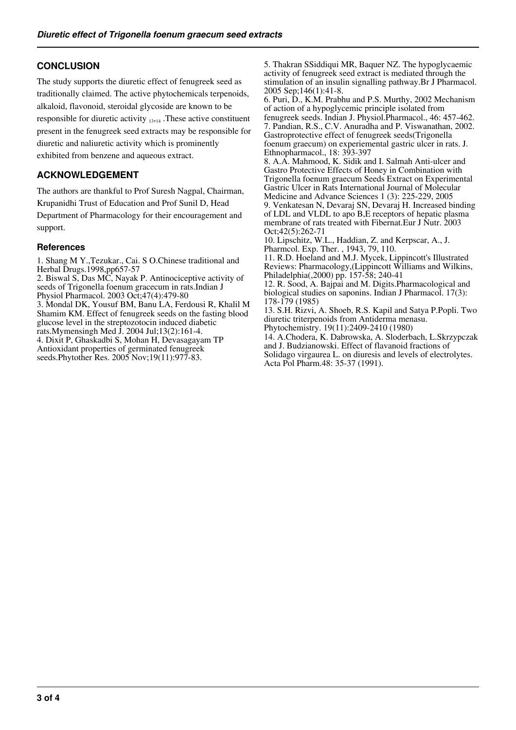## CONCLUSION

The study supports the diuretic effect of fenugreek seed as traditionally claimed. The active phytochemicals terpenoids, alkaloid, flavonoid, steroidal glycoside are known to be responsible for diuretic activity [13,14] .These active constituent present in the fenugreek seed extracts may be responsible for diuretic and naliuretic activity which is prominently exhibited from benzene and aqueous extract.

## ACKNOWLEDGEMENT

The authors are thankful to Prof Suresh Nagpal, Chairman, Krupanidhi Trust of Education and Prof Sunil D, Head Department of Pharmacology for their encouragement and support.

### References

1. Shang M Y.,Tezukar., Cai. S O.Chinese traditional and Herbal Drugs.1998,pp657-57
2. Biswal S, Das MC, Nayak P. Antinociceptive activity of seeds of Trigonella foenum gracecum in rats.Indian J Physiol Pharmacol. 2003 Oct;47(4):479-80
3. Mondal DK, Yousuf BM, Banu LA, Ferdousi R, Khalil M Shamim KM. Effect of fenugreek seeds on the fasting blood glucose level in the streptozotocin induced diabetic rats.Mymensingh Med J. 2004 Jul;13(2):161-4.
4. Dixit P, Ghaskadbi S, Mohan H, Devasagayam TP Antioxidant properties of germinated fenugreek seeds.Phytother Res. 2005 Nov;19(11):977-83.
5. Thakran SSiddiqui MR, Baquer NZ. The hypoglycaemic activity of fenugreek seed extract is mediated through the stimulation of an insulin signalling pathway.Br J Pharmacol. 2005 Sep;146(1):41-8.
6. Puri, D., K.M. Prabhu and P.S. Murthy, 2002 Mechanism of action of a hypoglycemic principle isolated from fenugreek seeds. Indian J. Physiol.Pharmacol., 46: 457-462.
7. Pandian, R.S., C.V. Anuradha and P. Viswanathan, 2002. Gastroprotective effect of fenugreek seeds(Trigonella foenum graecum) on experiemental gastric ulcer in rats. J. Ethnopharmacol., 18: 393-397
8. A.A. Mahmood, K. Sidik and I. Salmah Anti-ulcer and Gastro Protective Effects of Honey in Combination with Trigonella foenum graecum Seeds Extract on Experimental Gastric Ulcer in Rats International Journal of Molecular Medicine and Advance Sciences 1 (3): 225-229, 2005
9. Venkatesan N, Devaraj SN, Devaraj H. Increased binding of LDL and VLDL to apo B,E receptors of hepatic plasma membrane of rats treated with Fibernat.Eur J Nutr. 2003 Oct;42(5):262-71
10. Lipschitz, W.L., Haddian, Z. and Kerpscar, A., J. Pharmcol. Exp. Ther. , 1943, 79, 110.
11. R.D. Hoeland and M.J. Mycek, Lippincott's Illustrated Reviews: Pharmacology,(Lippincott Williams and Wilkins, Philadelphia(,2000) pp. 157-58; 240-41
12. R. Sood, A. Bajpai and M. Digits.Pharmacological and biological studies on saponins. Indian J Pharmacol. 17(3): 178-179 (1985)
13. S.H. Rizvi, A. Shoeb, R.S. Kapil and Satya P.Popli. Two diuretic triterpenoids from Antiderma menasu. Phytochemistry. 19(11):2409-2410 (1980)
14. A.Chodera, K. Dabrowska, A. Sloderbach, L.Skrzypczak and J. Budzianowski. Effect of flavanoid fractions of Solidago virgaurea L. on diuresis and levels of electrolytes. Acta Pol Pharm.48: 35-37 (1991).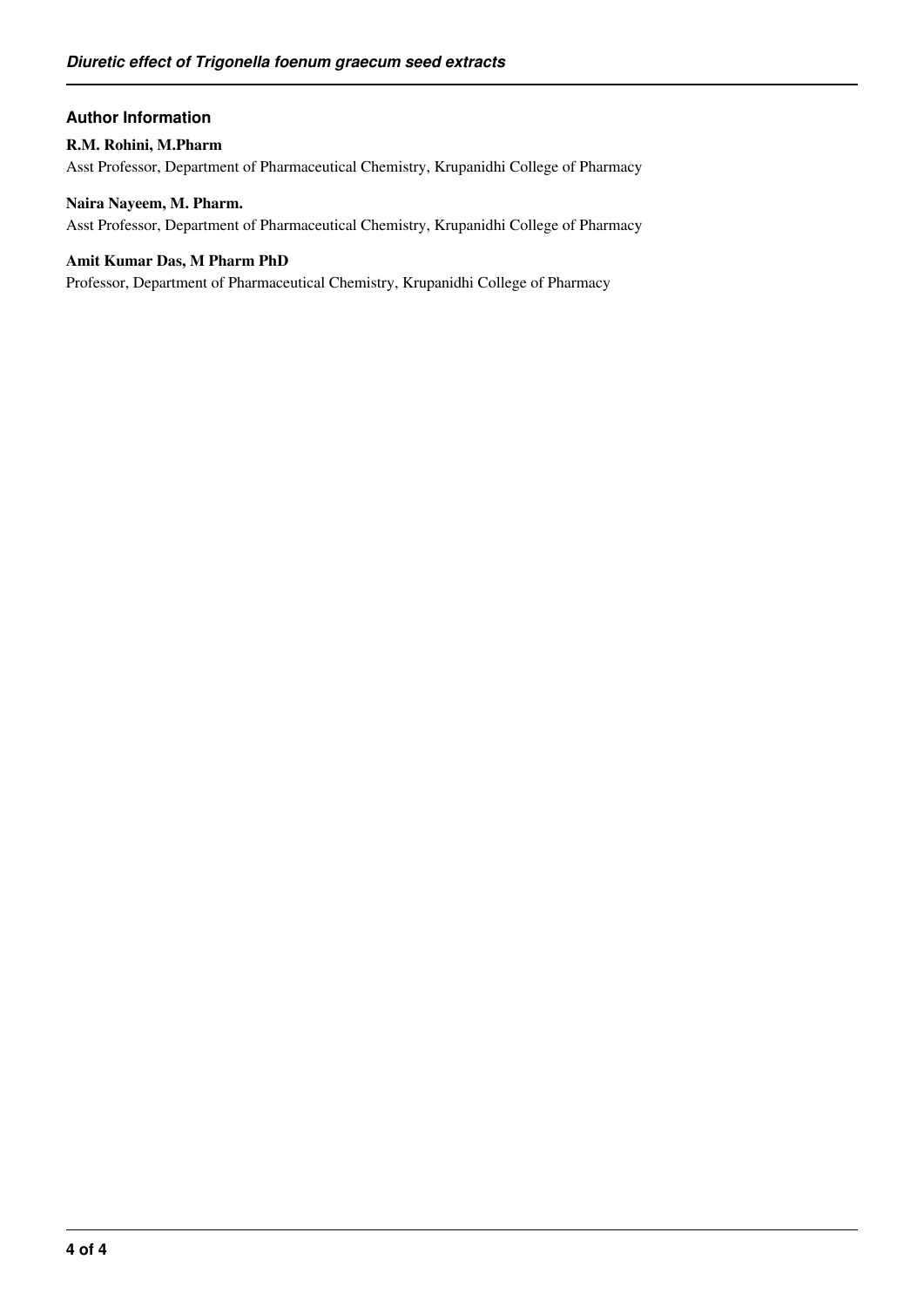## Author Information

**R.M. Rohini, M.Pharm**
Asst Professor, Department of Pharmaceutical Chemistry, Krupanidhi College of Pharmacy

**Naira Nayeem, M. Pharm.**
Asst Professor, Department of Pharmaceutical Chemistry, Krupanidhi College of Pharmacy

**Amit Kumar Das, M Pharm PhD**
Professor, Department of Pharmaceutical Chemistry, Krupanidhi College of Pharmacy